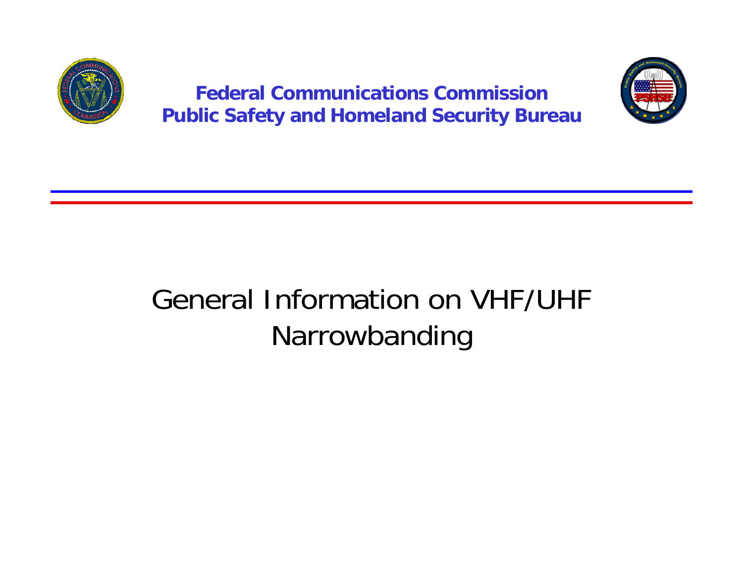**Federal Communications Commission**
**Public Safety and Homeland Security Bureau**

# General Information on VHF/UHF Narrowbanding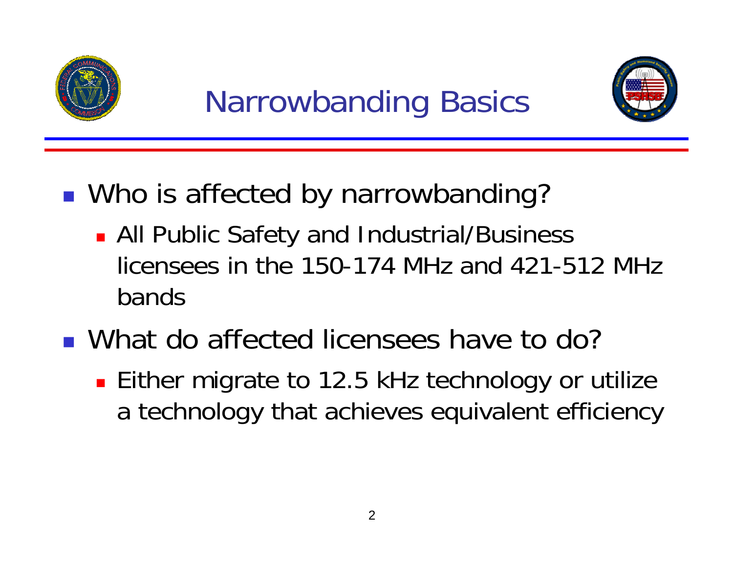# Narrowbanding Basics

- Who is affected by narrowbanding?
  - All Public Safety and Industrial/Business licensees in the 150-174 MHz and 421-512 MHz bands
- What do affected licensees have to do?
  - Either migrate to 12.5 kHz technology or utilize a technology that achieves equivalent efficiency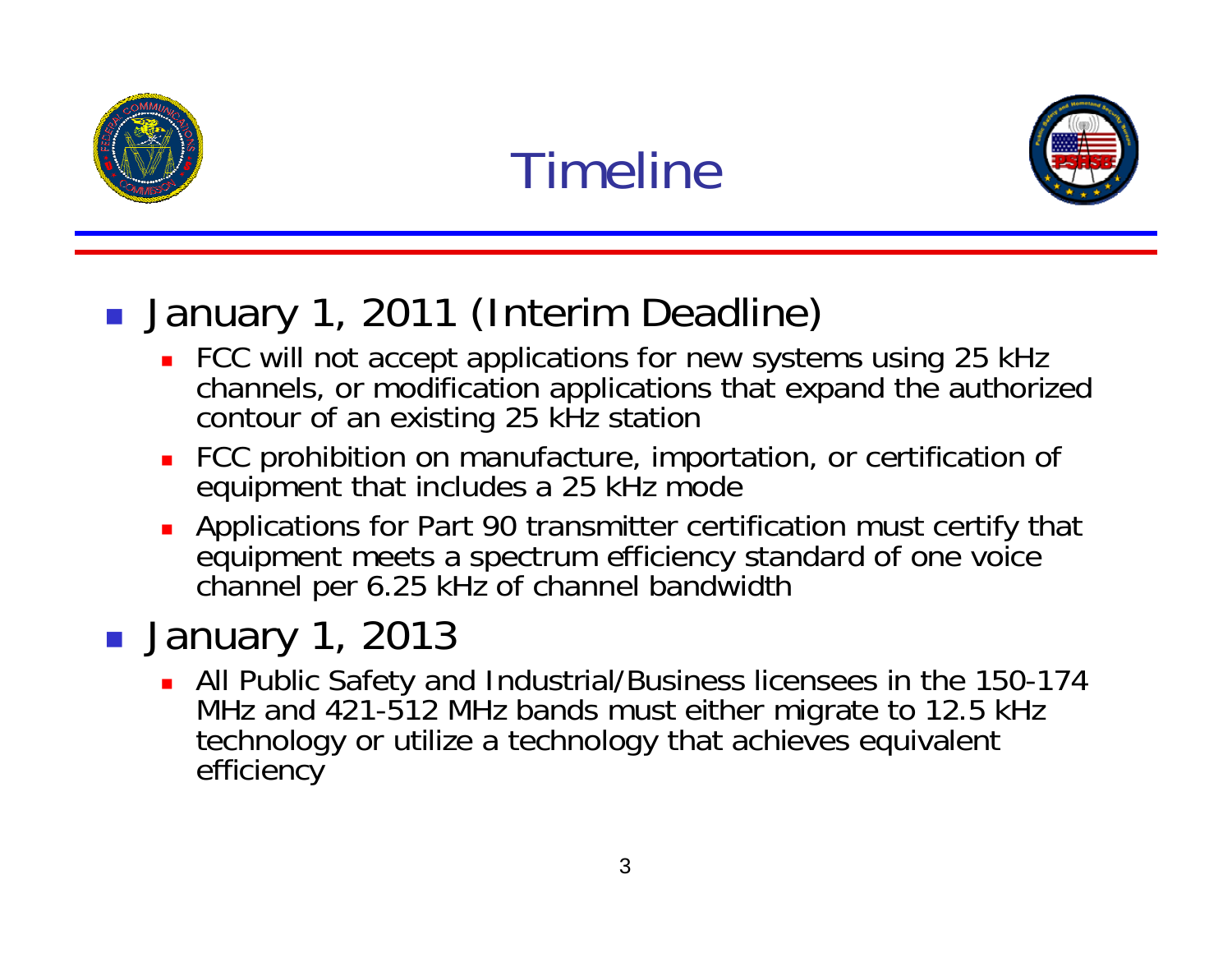# Timeline

- January 1, 2011 (Interim Deadline)
  - FCC will not accept applications for new systems using 25 kHz channels, or modification applications that expand the authorized contour of an existing 25 kHz station
  - FCC prohibition on manufacture, importation, or certification of equipment that includes a 25 kHz mode
  - Applications for Part 90 transmitter certification must certify that equipment meets a spectrum efficiency standard of one voice channel per 6.25 kHz of channel bandwidth
- January 1, 2013
  - All Public Safety and Industrial/Business licensees in the 150-174 MHz and 421-512 MHz bands must either migrate to 12.5 kHz technology or utilize a technology that achieves equivalent efficiency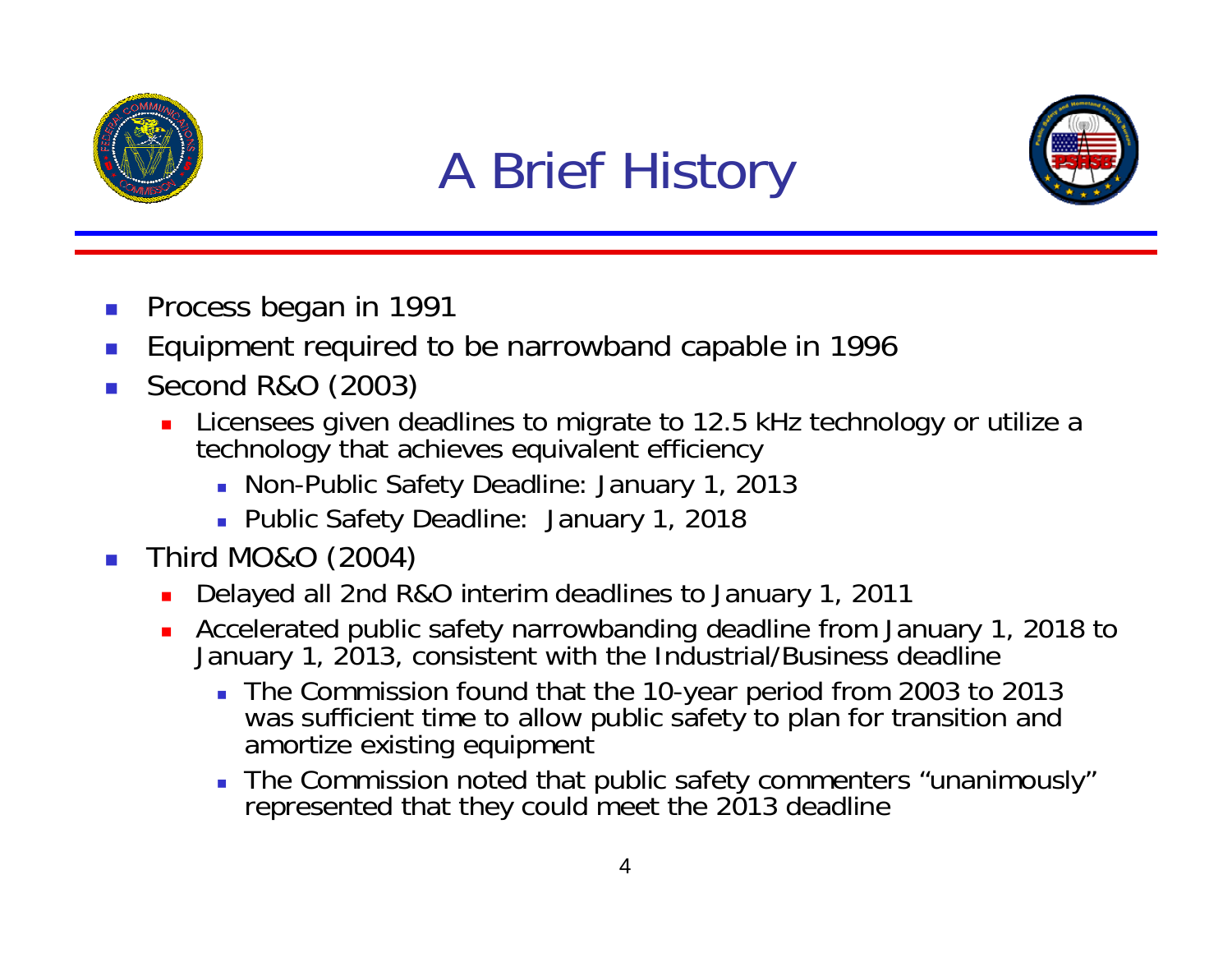# A Brief History

- Process began in 1991
- Equipment required to be narrowband capable in 1996
- Second R&O (2003)
  - Licensees given deadlines to migrate to 12.5 kHz technology or utilize a technology that achieves equivalent efficiency
    - Non-Public Safety Deadline: January 1, 2013
    - Public Safety Deadline: January 1, 2018
- Third MO&O (2004)
  - Delayed all 2nd R&O interim deadlines to January 1, 2011
  - Accelerated public safety narrowbanding deadline from January 1, 2018 to January 1, 2013, consistent with the Industrial/Business deadline
    - The Commission found that the 10-year period from 2003 to 2013 was sufficient time to allow public safety to plan for transition and amortize existing equipment
    - The Commission noted that public safety commenters "unanimously" represented that they could meet the 2013 deadline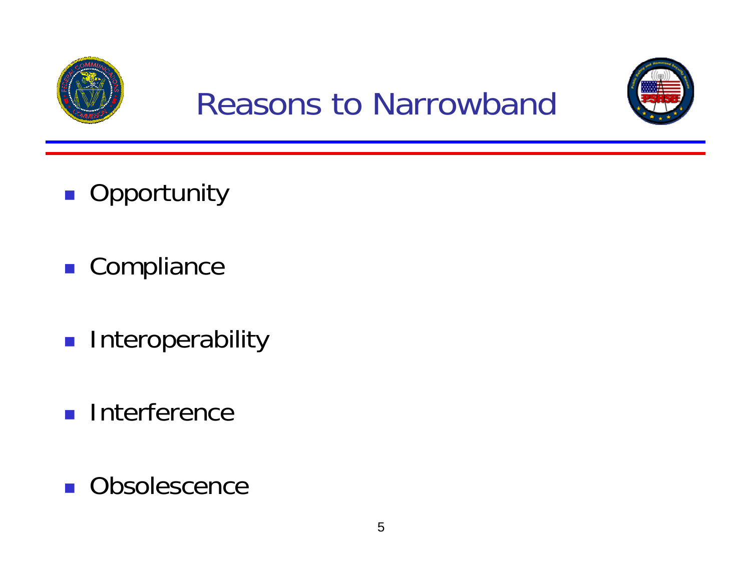# Reasons to Narrowband

- Opportunity
- Compliance
- Interoperability
- Interference
- Obsolescence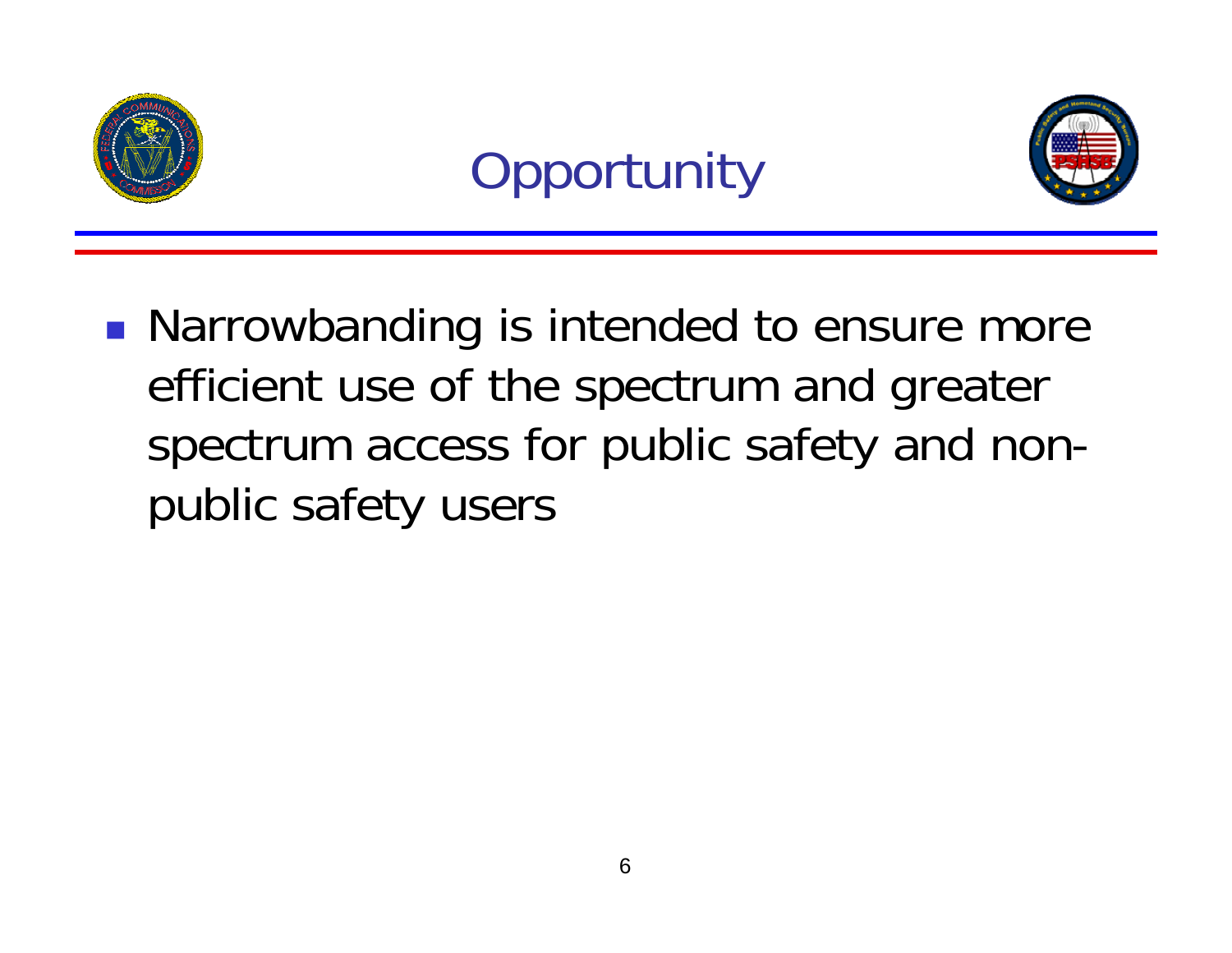# Opportunity

- Narrowbanding is intended to ensure more efficient use of the spectrum and greater spectrum access for public safety and non-public safety users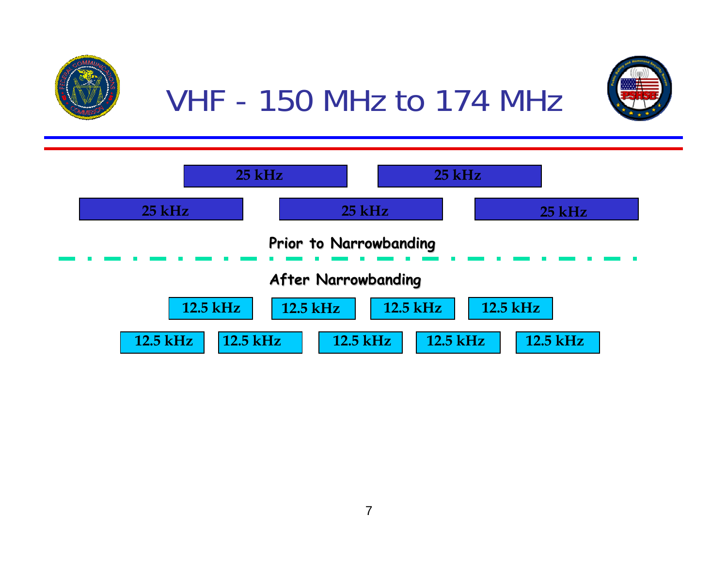# VHF - 150 MHz to 174 MHz

25 kHz | 25 kHz

25 kHz | 25 kHz | 25 kHz

**Prior to Narrowbanding**

**After Narrowbanding**

12.5 kHz | 12.5 kHz | 12.5 kHz | 12.5 kHz

12.5 kHz | 12.5 kHz | 12.5 kHz | 12.5 kHz | 12.5 kHz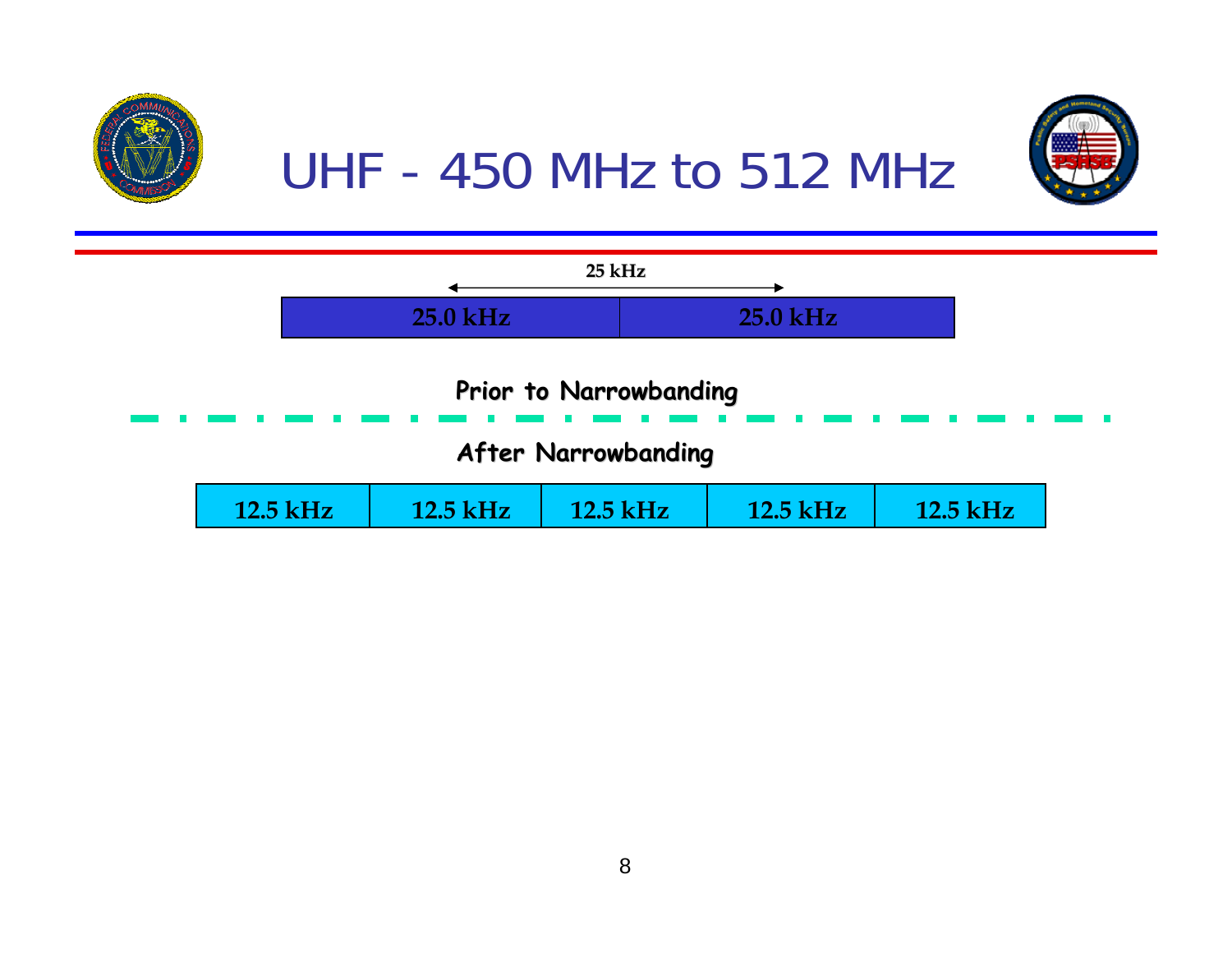# UHF - 450 MHz to 512 MHz

25 kHz

| 25.0 kHz | 25.0 kHz |
|---|---|

**Prior to Narrowbanding**

**After Narrowbanding**

| 12.5 kHz | 12.5 kHz | 12.5 kHz | 12.5 kHz | 12.5 kHz |
|---|---|---|---|---|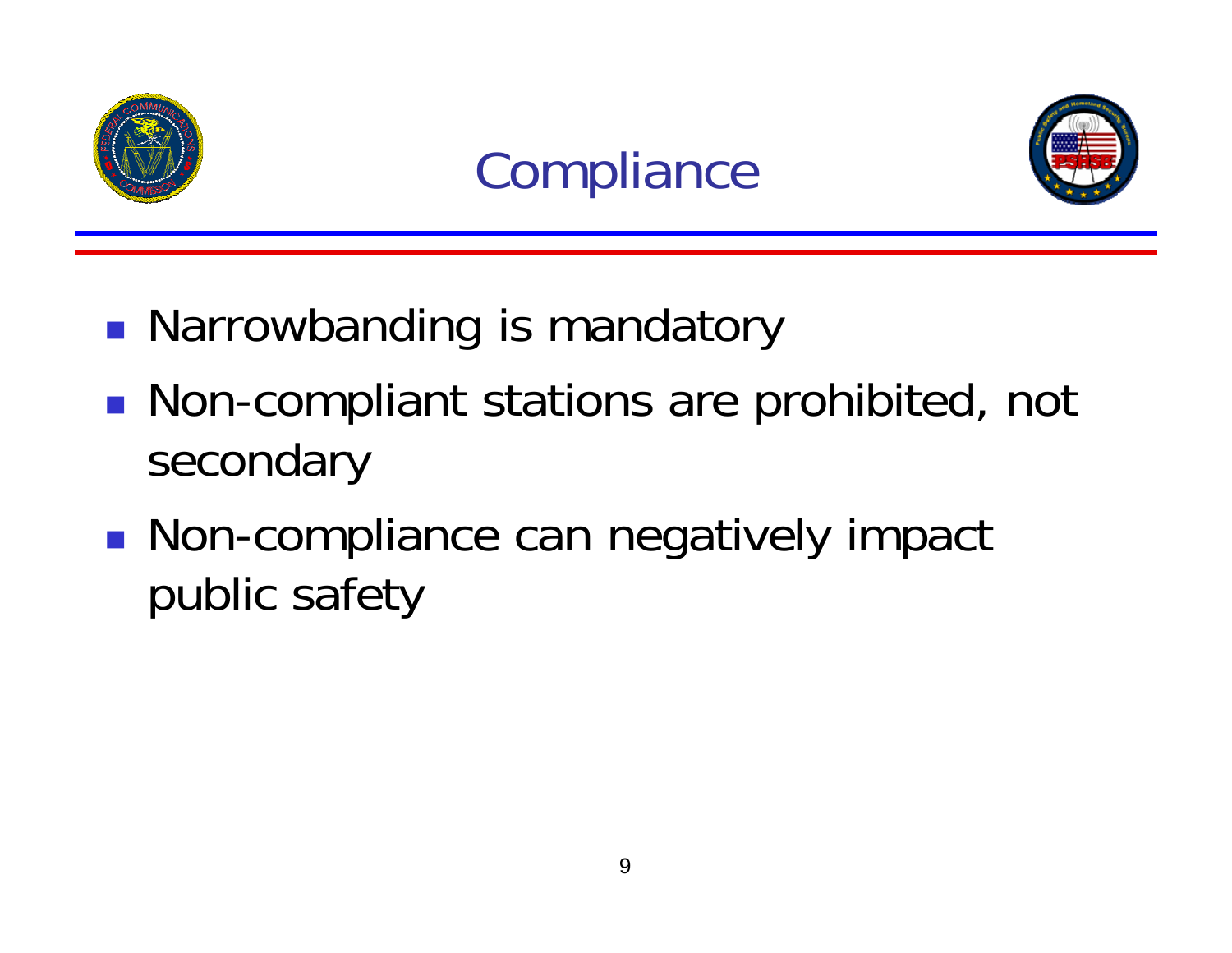# Compliance

- Narrowbanding is mandatory
- Non-compliant stations are prohibited, not secondary
- Non-compliance can negatively impact public safety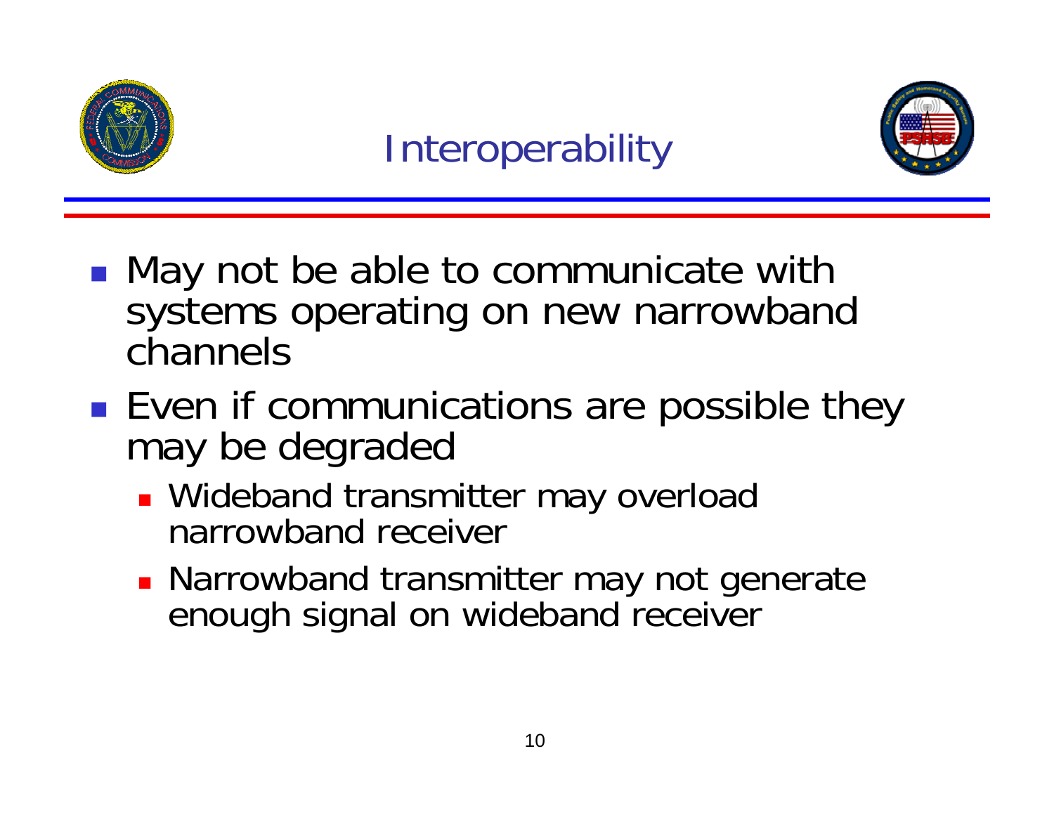# Interoperability

- May not be able to communicate with systems operating on new narrowband channels
- Even if communications are possible they may be degraded
  - Wideband transmitter may overload narrowband receiver
  - Narrowband transmitter may not generate enough signal on wideband receiver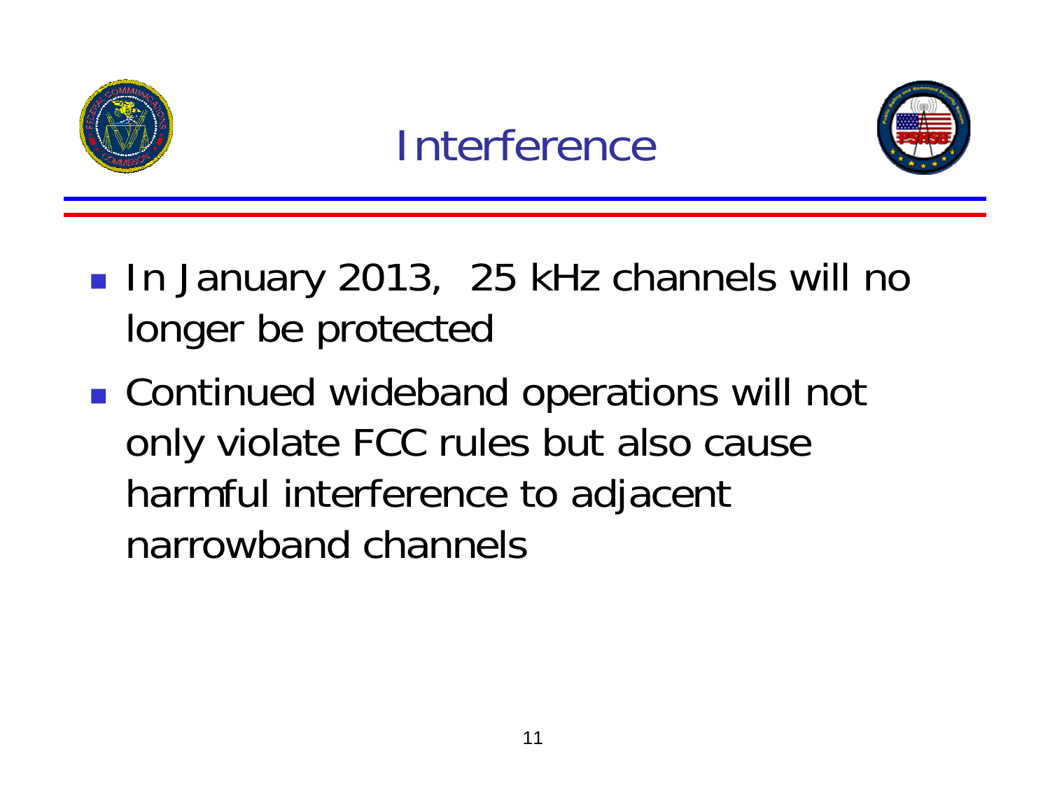# Interference

- In January 2013,  25 kHz channels will no longer be protected
- Continued wideband operations will not only violate FCC rules but also cause harmful interference to adjacent narrowband channels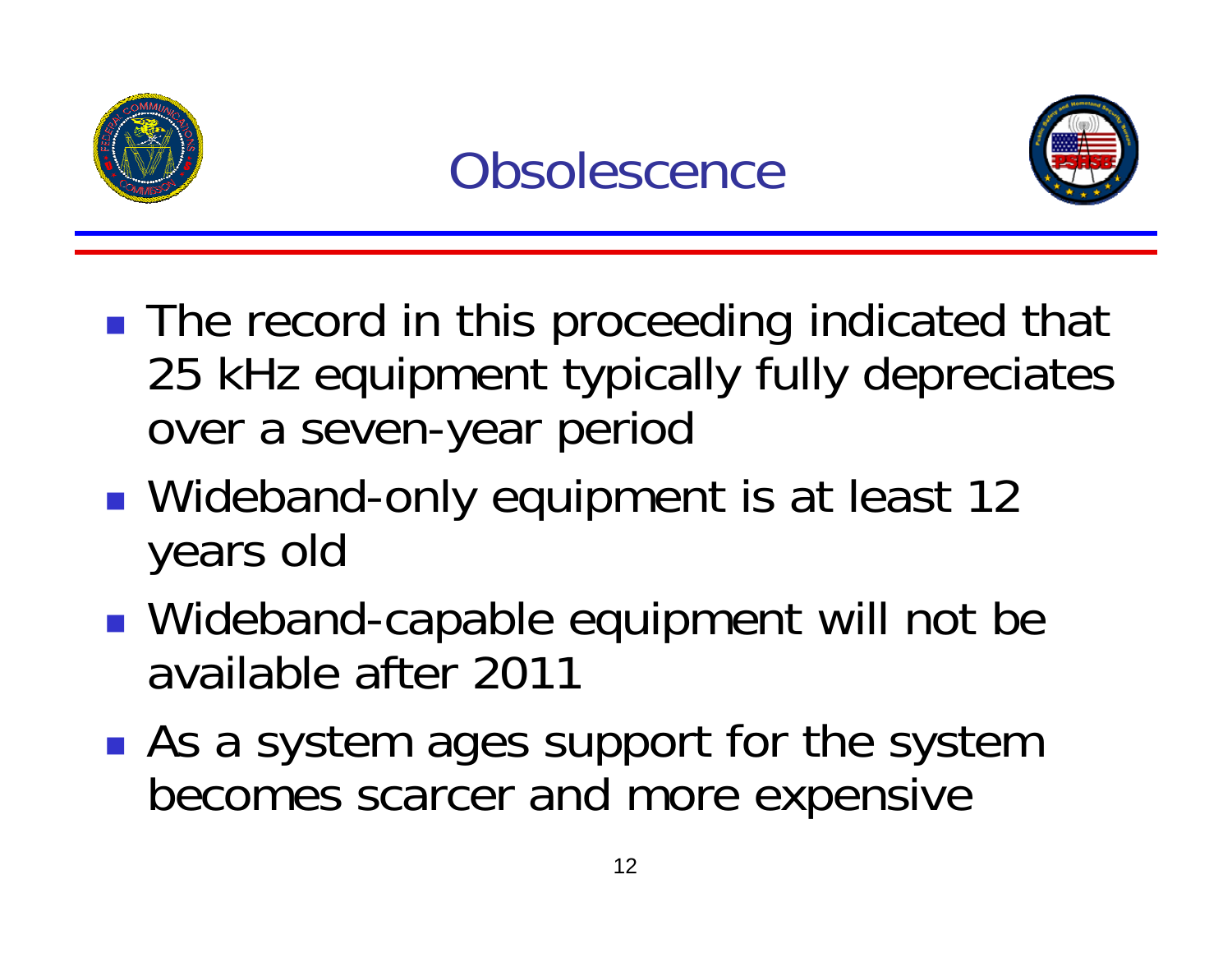# Obsolescence

- The record in this proceeding indicated that 25 kHz equipment typically fully depreciates over a seven-year period
- Wideband-only equipment is at least 12 years old
- Wideband-capable equipment will not be available after 2011
- As a system ages support for the system becomes scarcer and more expensive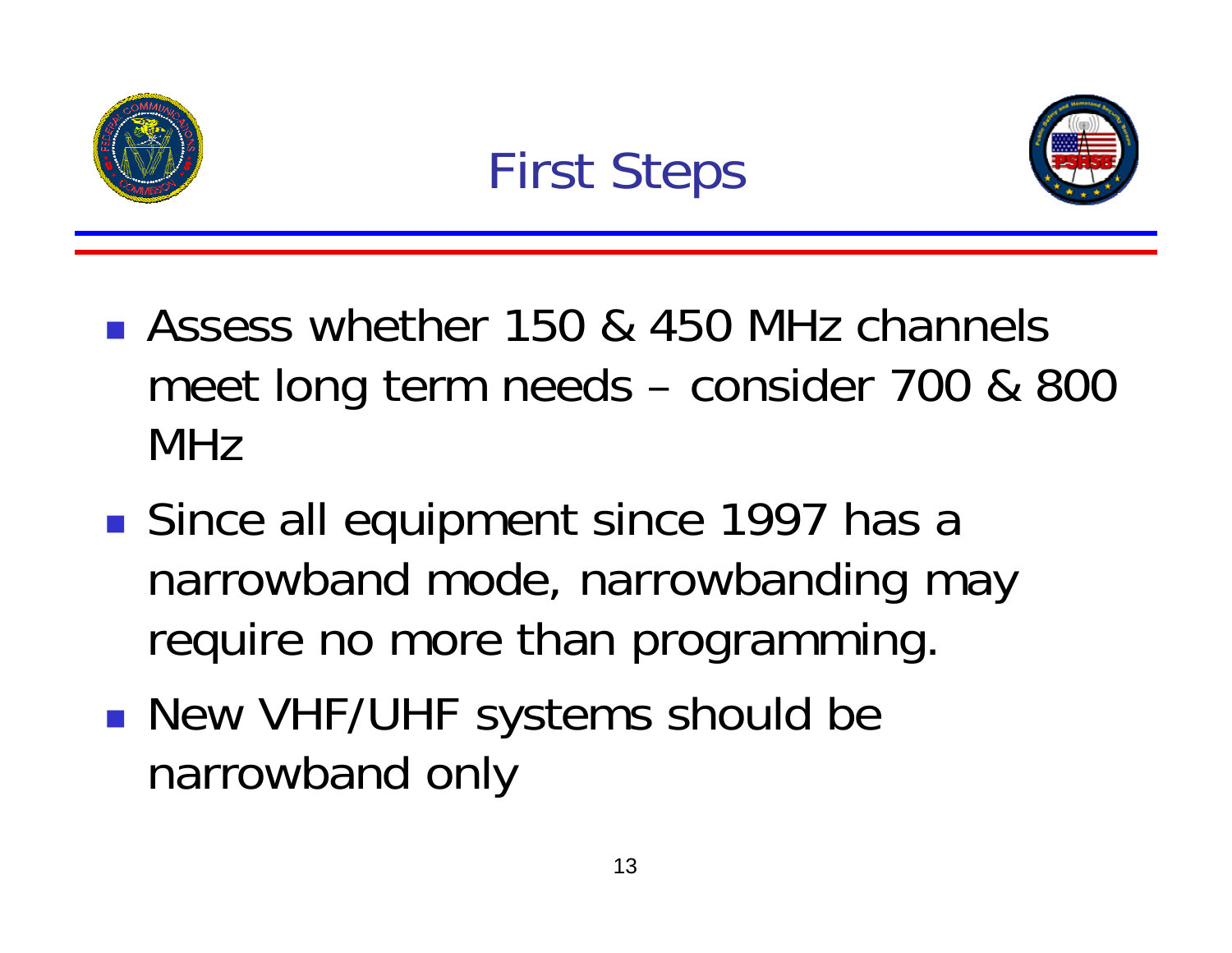# First Steps

- Assess whether 150 & 450 MHz channels meet long term needs – consider 700 & 800 MHz
- Since all equipment since 1997 has a narrowband mode, narrowbanding may require no more than programming.
- New VHF/UHF systems should be narrowband only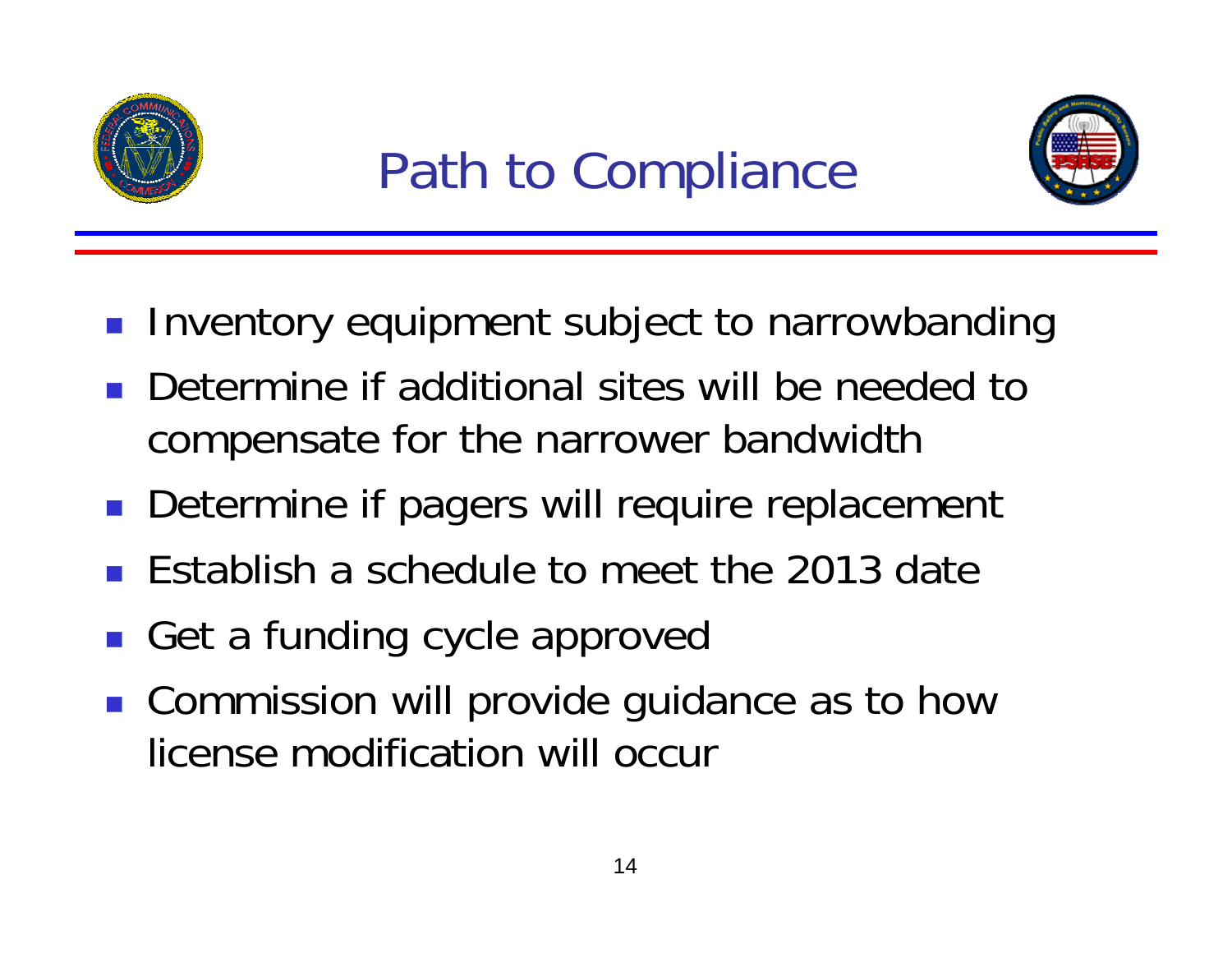# Path to Compliance

- Inventory equipment subject to narrowbanding
- Determine if additional sites will be needed to compensate for the narrower bandwidth
- Determine if pagers will require replacement
- Establish a schedule to meet the 2013 date
- Get a funding cycle approved
- Commission will provide guidance as to how license modification will occur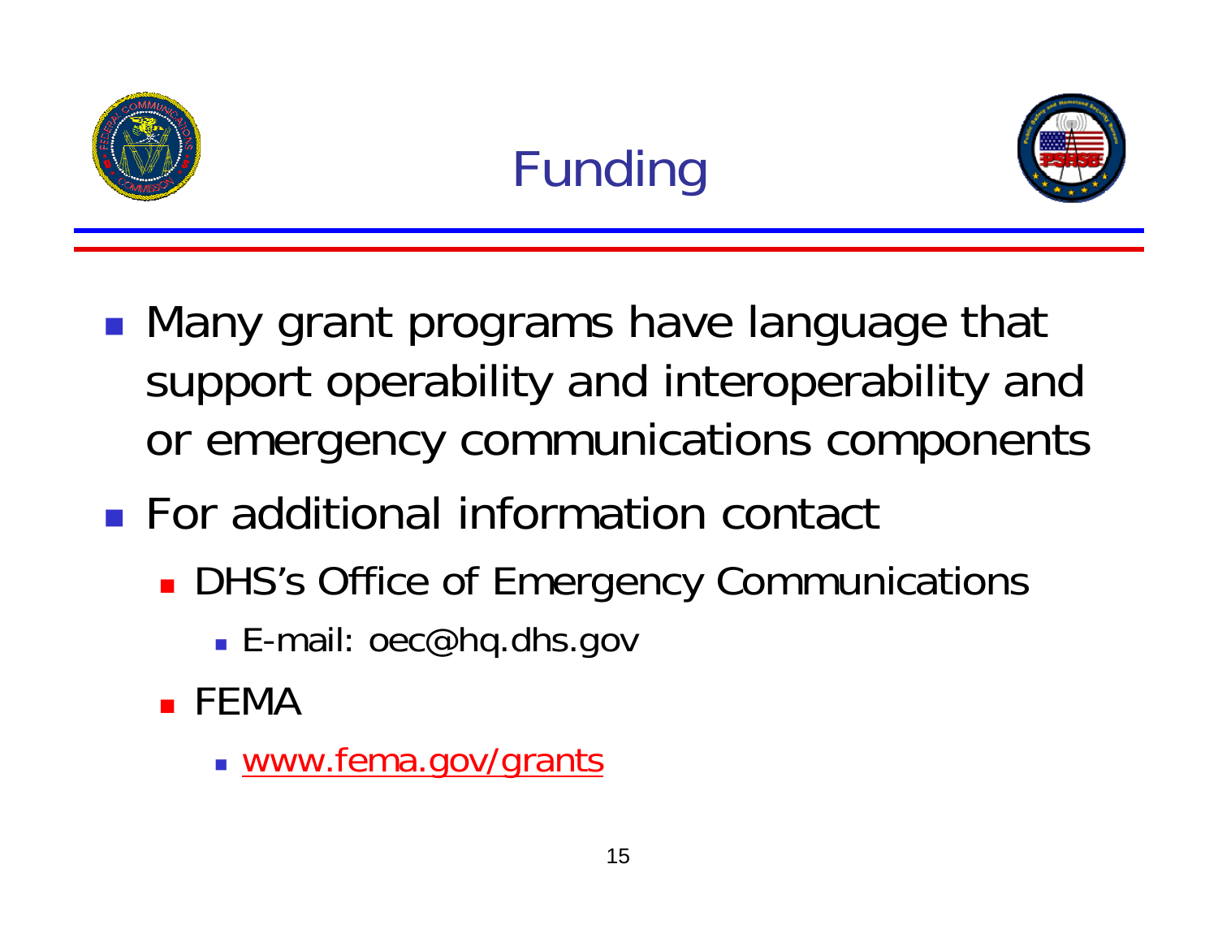# Funding

- Many grant programs have language that support operability and interoperability and or emergency communications components
- For additional information contact
  - DHS's Office of Emergency Communications
    - E-mail: oec@hq.dhs.gov
  - FEMA
    - www.fema.gov/grants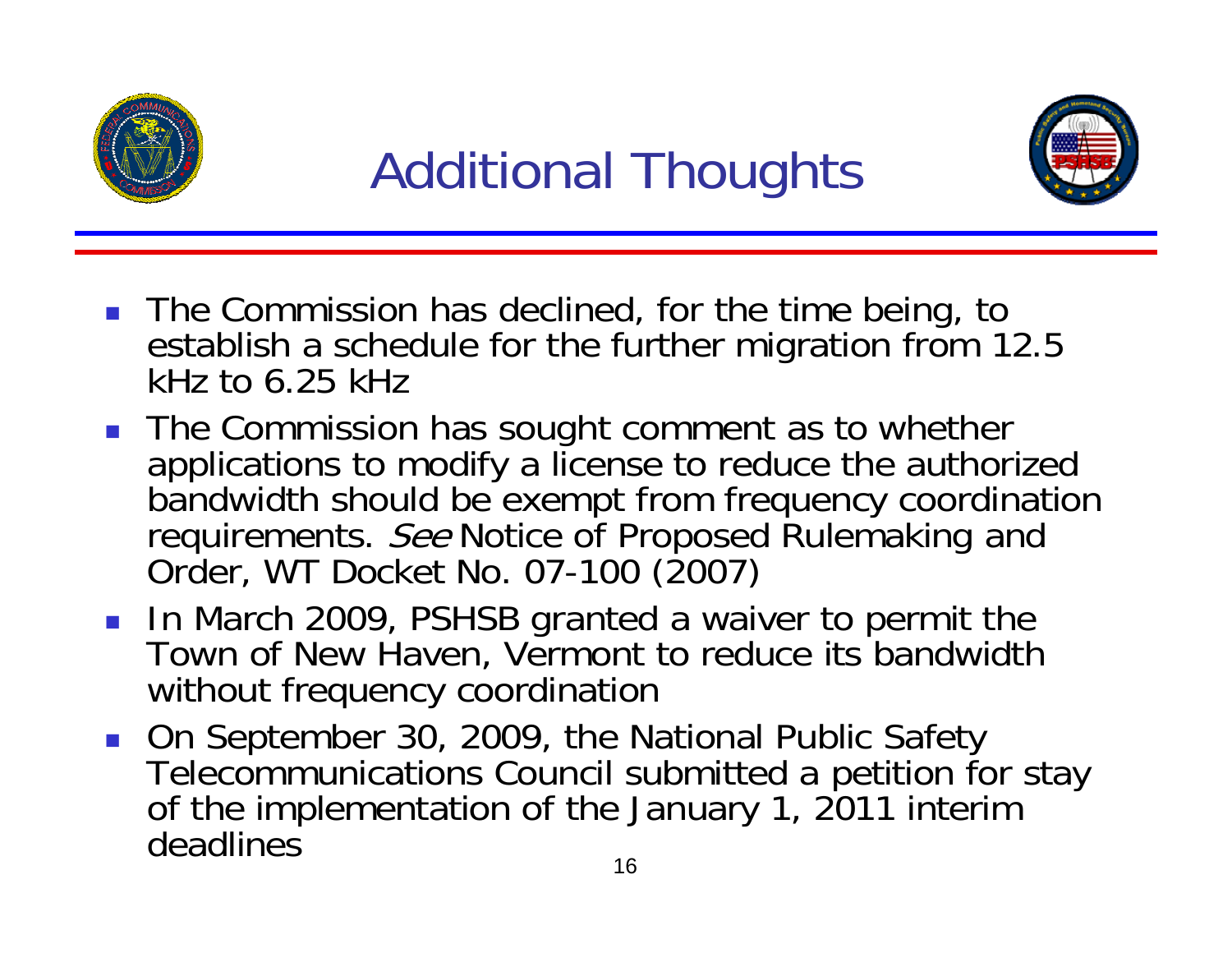# Additional Thoughts

- The Commission has declined, for the time being, to establish a schedule for the further migration from 12.5 kHz to 6.25 kHz
- The Commission has sought comment as to whether applications to modify a license to reduce the authorized bandwidth should be exempt from frequency coordination requirements. *See* Notice of Proposed Rulemaking and Order, WT Docket No. 07-100 (2007)
- In March 2009, PSHSB granted a waiver to permit the Town of New Haven, Vermont to reduce its bandwidth without frequency coordination
- On September 30, 2009, the National Public Safety Telecommunications Council submitted a petition for stay of the implementation of the January 1, 2011 interim deadlines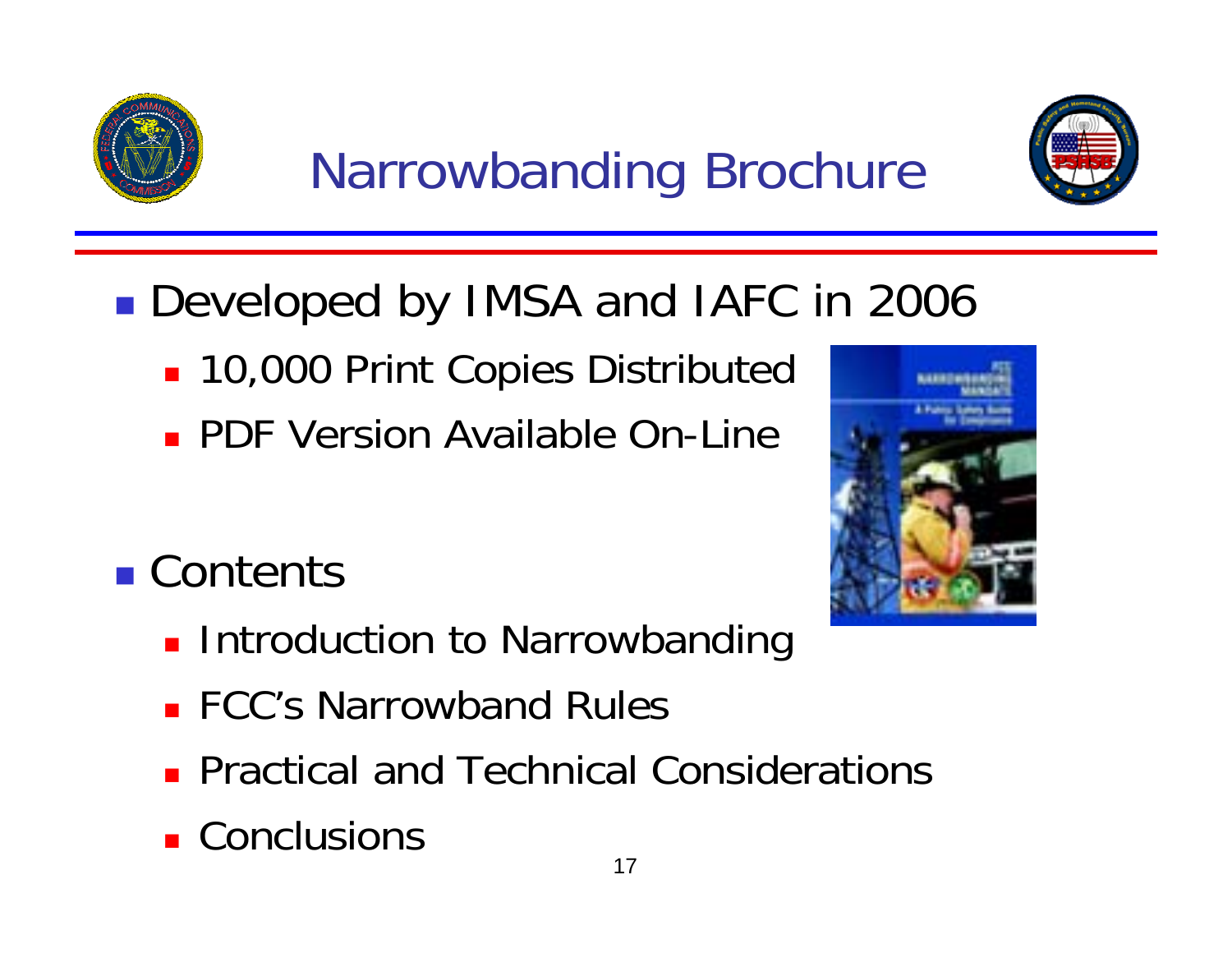# Narrowbanding Brochure

- Developed by IMSA and IAFC in 2006
  - 10,000 Print Copies Distributed
  - PDF Version Available On-Line
- Contents
  - Introduction to Narrowbanding
  - FCC's Narrowband Rules
  - Practical and Technical Considerations
  - Conclusions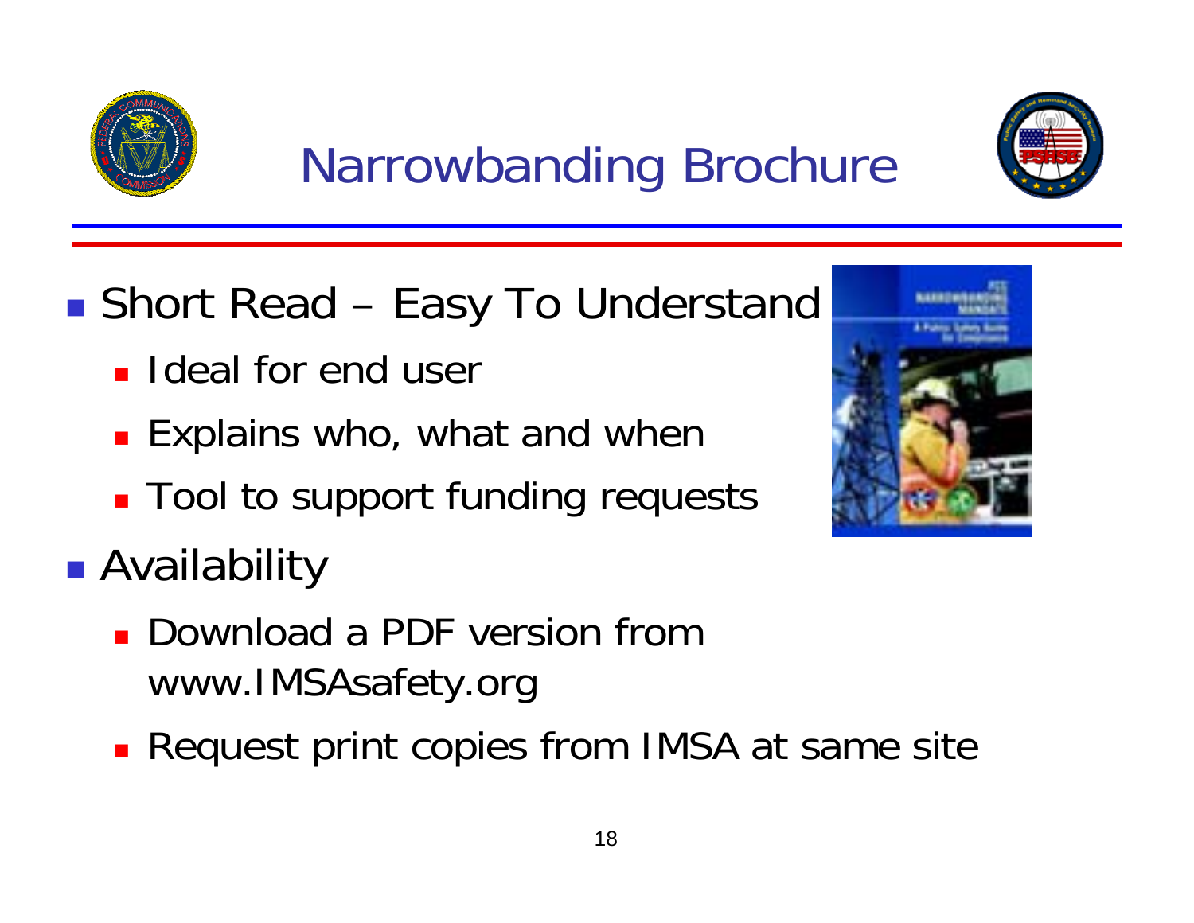# Narrowbanding Brochure

- Short Read – Easy To Understand
  - Ideal for end user
  - Explains who, what and when
  - Tool to support funding requests
- Availability
  - Download a PDF version from www.IMSAsafety.org
  - Request print copies from IMSA at same site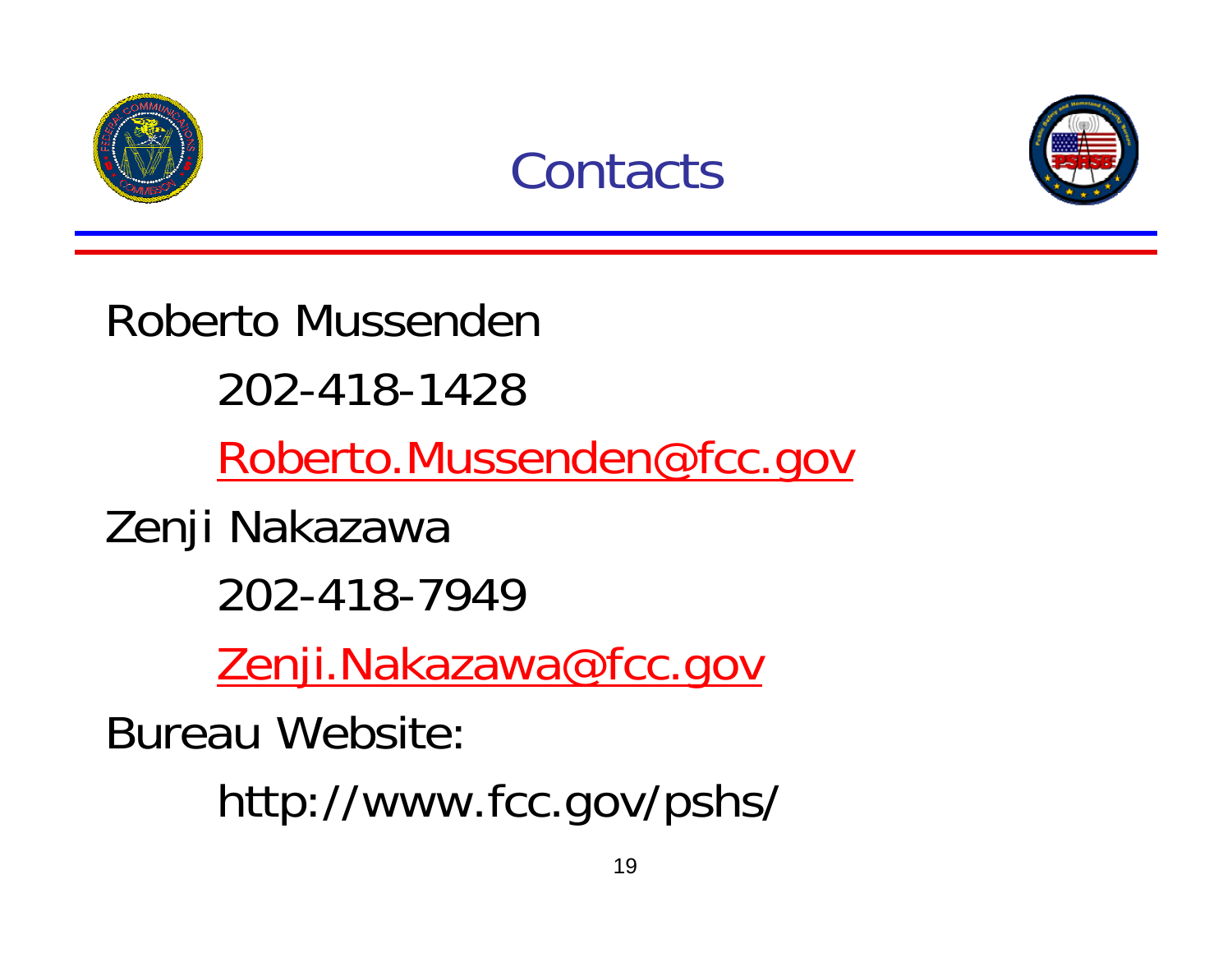# Contacts

Roberto Mussenden

202-418-1428

Roberto.Mussenden@fcc.gov

Zenji Nakazawa

202-418-7949

Zenji.Nakazawa@fcc.gov

Bureau Website:

http://www.fcc.gov/pshs/